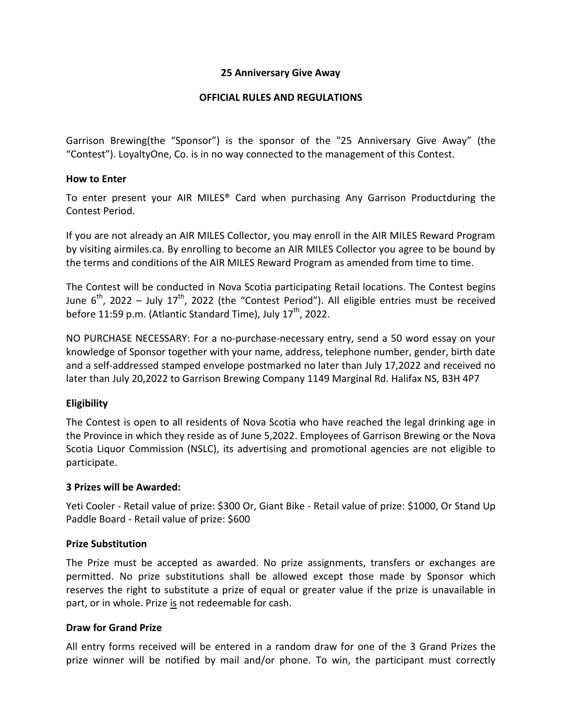**25 Anniversary Give Away**

**OFFICIAL RULES AND REGULATIONS**

Garrison Brewing(the "Sponsor") is the sponsor of the "25 Anniversary Give Away" (the "Contest"). LoyaltyOne, Co. is in no way connected to the management of this Contest.

**How to Enter**

To enter present your AIR MILES® Card when purchasing Any Garrison Productduring the Contest Period.

If you are not already an AIR MILES Collector, you may enroll in the AIR MILES Reward Program by visiting airmiles.ca. By enrolling to become an AIR MILES Collector you agree to be bound by the terms and conditions of the AIR MILES Reward Program as amended from time to time.

The Contest will be conducted in Nova Scotia participating Retail locations. The Contest begins June 6th, 2022 – July 17th, 2022 (the "Contest Period"). All eligible entries must be received before 11:59 p.m. (Atlantic Standard Time), July 17th, 2022.

NO PURCHASE NECESSARY: For a no-purchase-necessary entry, send a 50 word essay on your knowledge of Sponsor together with your name, address, telephone number, gender, birth date and a self-addressed stamped envelope postmarked no later than July 17,2022 and received no later than July 20,2022 to Garrison Brewing Company 1149 Marginal Rd. Halifax NS, B3H 4P7

**Eligibility**

The Contest is open to all residents of Nova Scotia who have reached the legal drinking age in the Province in which they reside as of June 5,2022. Employees of Garrison Brewing or the Nova Scotia Liquor Commission (NSLC), its advertising and promotional agencies are not eligible to participate.

**3 Prizes will be Awarded:**

Yeti Cooler - Retail value of prize: $300 Or, Giant Bike - Retail value of prize: $1000, Or Stand Up Paddle Board - Retail value of prize: $600

**Prize Substitution**

The Prize must be accepted as awarded. No prize assignments, transfers or exchanges are permitted. No prize substitutions shall be allowed except those made by Sponsor which reserves the right to substitute a prize of equal or greater value if the prize is unavailable in part, or in whole. Prize is not redeemable for cash.

**Draw for Grand Prize**

All entry forms received will be entered in a random draw for one of the 3 Grand Prizes the prize winner will be notified by mail and/or phone. To win, the participant must correctly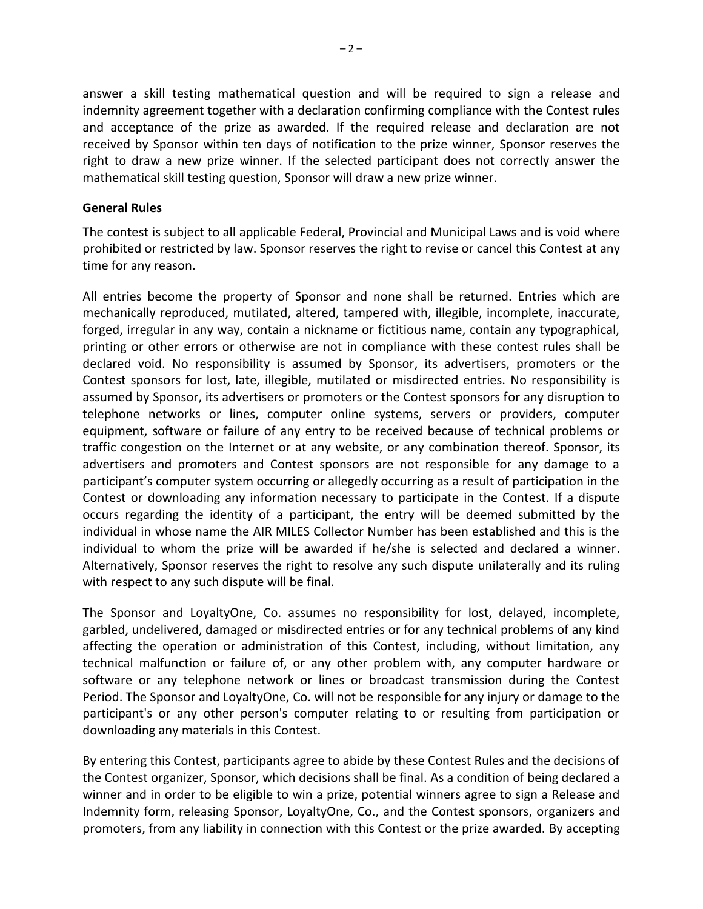answer a skill testing mathematical question and will be required to sign a release and indemnity agreement together with a declaration confirming compliance with the Contest rules and acceptance of the prize as awarded. If the required release and declaration are not received by Sponsor within ten days of notification to the prize winner, Sponsor reserves the right to draw a new prize winner. If the selected participant does not correctly answer the mathematical skill testing question, Sponsor will draw a new prize winner.

**General Rules**

The contest is subject to all applicable Federal, Provincial and Municipal Laws and is void where prohibited or restricted by law. Sponsor reserves the right to revise or cancel this Contest at any time for any reason.

All entries become the property of Sponsor and none shall be returned. Entries which are mechanically reproduced, mutilated, altered, tampered with, illegible, incomplete, inaccurate, forged, irregular in any way, contain a nickname or fictitious name, contain any typographical, printing or other errors or otherwise are not in compliance with these contest rules shall be declared void. No responsibility is assumed by Sponsor, its advertisers, promoters or the Contest sponsors for lost, late, illegible, mutilated or misdirected entries. No responsibility is assumed by Sponsor, its advertisers or promoters or the Contest sponsors for any disruption to telephone networks or lines, computer online systems, servers or providers, computer equipment, software or failure of any entry to be received because of technical problems or traffic congestion on the Internet or at any website, or any combination thereof. Sponsor, its advertisers and promoters and Contest sponsors are not responsible for any damage to a participant's computer system occurring or allegedly occurring as a result of participation in the Contest or downloading any information necessary to participate in the Contest. If a dispute occurs regarding the identity of a participant, the entry will be deemed submitted by the individual in whose name the AIR MILES Collector Number has been established and this is the individual to whom the prize will be awarded if he/she is selected and declared a winner. Alternatively, Sponsor reserves the right to resolve any such dispute unilaterally and its ruling with respect to any such dispute will be final.

The Sponsor and LoyaltyOne, Co. assumes no responsibility for lost, delayed, incomplete, garbled, undelivered, damaged or misdirected entries or for any technical problems of any kind affecting the operation or administration of this Contest, including, without limitation, any technical malfunction or failure of, or any other problem with, any computer hardware or software or any telephone network or lines or broadcast transmission during the Contest Period. The Sponsor and LoyaltyOne, Co. will not be responsible for any injury or damage to the participant's or any other person's computer relating to or resulting from participation or downloading any materials in this Contest.

By entering this Contest, participants agree to abide by these Contest Rules and the decisions of the Contest organizer, Sponsor, which decisions shall be final. As a condition of being declared a winner and in order to be eligible to win a prize, potential winners agree to sign a Release and Indemnity form, releasing Sponsor, LoyaltyOne, Co., and the Contest sponsors, organizers and promoters, from any liability in connection with this Contest or the prize awarded. By accepting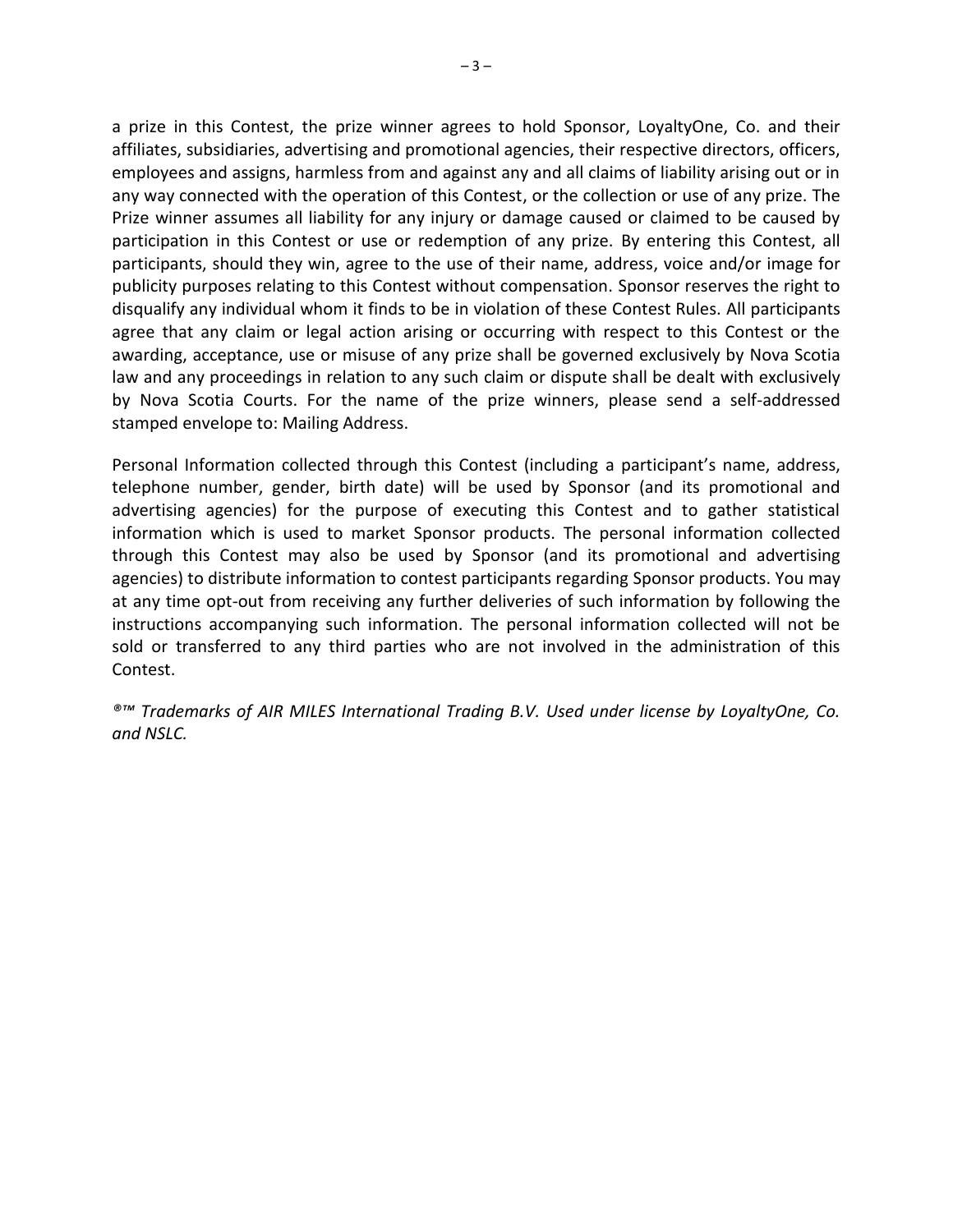a prize in this Contest, the prize winner agrees to hold Sponsor, LoyaltyOne, Co. and their affiliates, subsidiaries, advertising and promotional agencies, their respective directors, officers, employees and assigns, harmless from and against any and all claims of liability arising out or in any way connected with the operation of this Contest, or the collection or use of any prize. The Prize winner assumes all liability for any injury or damage caused or claimed to be caused by participation in this Contest or use or redemption of any prize. By entering this Contest, all participants, should they win, agree to the use of their name, address, voice and/or image for publicity purposes relating to this Contest without compensation. Sponsor reserves the right to disqualify any individual whom it finds to be in violation of these Contest Rules. All participants agree that any claim or legal action arising or occurring with respect to this Contest or the awarding, acceptance, use or misuse of any prize shall be governed exclusively by Nova Scotia law and any proceedings in relation to any such claim or dispute shall be dealt with exclusively by Nova Scotia Courts. For the name of the prize winners, please send a self-addressed stamped envelope to: Mailing Address.

Personal Information collected through this Contest (including a participant's name, address, telephone number, gender, birth date) will be used by Sponsor (and its promotional and advertising agencies) for the purpose of executing this Contest and to gather statistical information which is used to market Sponsor products. The personal information collected through this Contest may also be used by Sponsor (and its promotional and advertising agencies) to distribute information to contest participants regarding Sponsor products. You may at any time opt-out from receiving any further deliveries of such information by following the instructions accompanying such information. The personal information collected will not be sold or transferred to any third parties who are not involved in the administration of this Contest.

*®™ Trademarks of AIR MILES International Trading B.V. Used under license by LoyaltyOne, Co. and NSLC.*